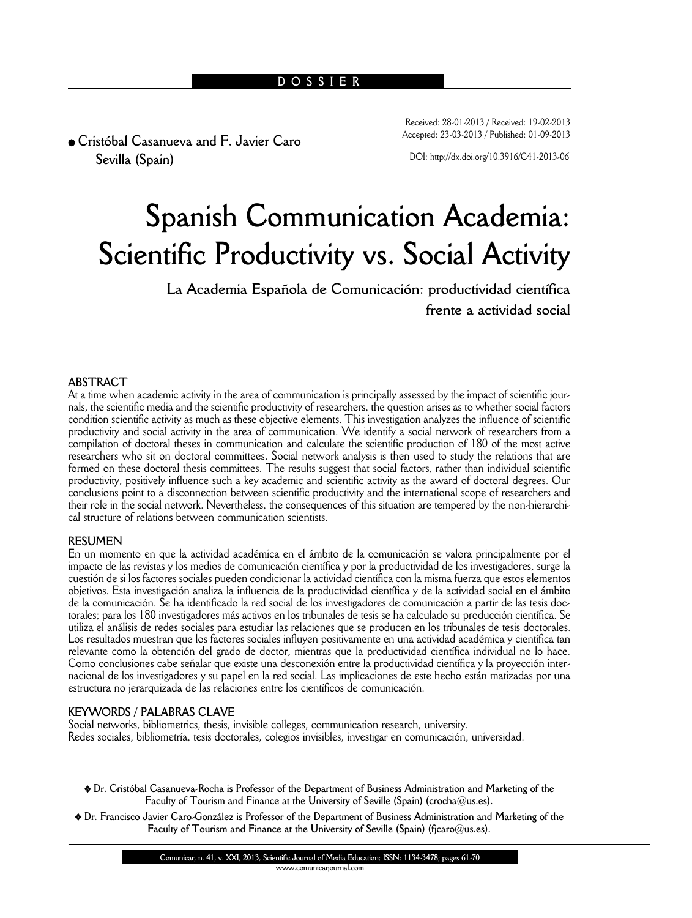DOSSIER

● Cristóbal Casanueva and F. Javier Caro
Sevilla (Spain)

Received: 28-01-2013 / Received: 19-02-2013
Accepted: 23-03-2013 / Published: 01-09-2013

DOI: http://dx.doi.org/10.3916/C41-2013-06

# Spanish Communication Academia: Scientific Productivity vs. Social Activity

## La Academia Española de Comunicación: productividad científica frente a actividad social

### ABSTRACT

At a time when academic activity in the area of communication is principally assessed by the impact of scientific journals, the scientific media and the scientific productivity of researchers, the question arises as to whether social factors condition scientific activity as much as these objective elements. This investigation analyzes the influence of scientific productivity and social activity in the area of communication. We identify a social network of researchers from a compilation of doctoral theses in communication and calculate the scientific production of 180 of the most active researchers who sit on doctoral committees. Social network analysis is then used to study the relations that are formed on these doctoral thesis committees. The results suggest that social factors, rather than individual scientific productivity, positively influence such a key academic and scientific activity as the award of doctoral degrees. Our conclusions point to a disconnection between scientific productivity and the international scope of researchers and their role in the social network. Nevertheless, the consequences of this situation are tempered by the non-hierarchical structure of relations between communication scientists.

### RESUMEN

En un momento en que la actividad académica en el ámbito de la comunicación se valora principalmente por el impacto de las revistas y los medios de comunicación científica y por la productividad de los investigadores, surge la cuestión de si los factores sociales pueden condicionar la actividad científica con la misma fuerza que estos elementos objetivos. Esta investigación analiza la influencia de la productividad científica y de la actividad social en el ámbito de la comunicación. Se ha identificado la red social de los investigadores de comunicación a partir de las tesis doctorales; para los 180 investigadores más activos en los tribunales de tesis se ha calculado su producción científica. Se utiliza el análisis de redes sociales para estudiar las relaciones que se producen en los tribunales de tesis doctorales. Los resultados muestran que los factores sociales influyen positivamente en una actividad académica y científica tan relevante como la obtención del grado de doctor, mientras que la productividad científica individual no lo hace. Como conclusiones cabe señalar que existe una desconexión entre la productividad científica y la proyección internacional de los investigadores y su papel en la red social. Las implicaciones de este hecho están matizadas por una estructura no jerarquizada de las relaciones entre los científicos de comunicación.

### KEYWORDS / PALABRAS CLAVE

Social networks, bibliometrics, thesis, invisible colleges, communication research, university.
Redes sociales, bibliometría, tesis doctorales, colegios invisibles, investigar en comunicación, universidad.

❖ Dr. Cristóbal Casanueva-Rocha is Professor of the Department of Business Administration and Marketing of the Faculty of Tourism and Finance at the University of Seville (Spain) (crocha@us.es).

❖ Dr. Francisco Javier Caro-González is Professor of the Department of Business Administration and Marketing of the Faculty of Tourism and Finance at the University of Seville (Spain) (fjcaro@us.es).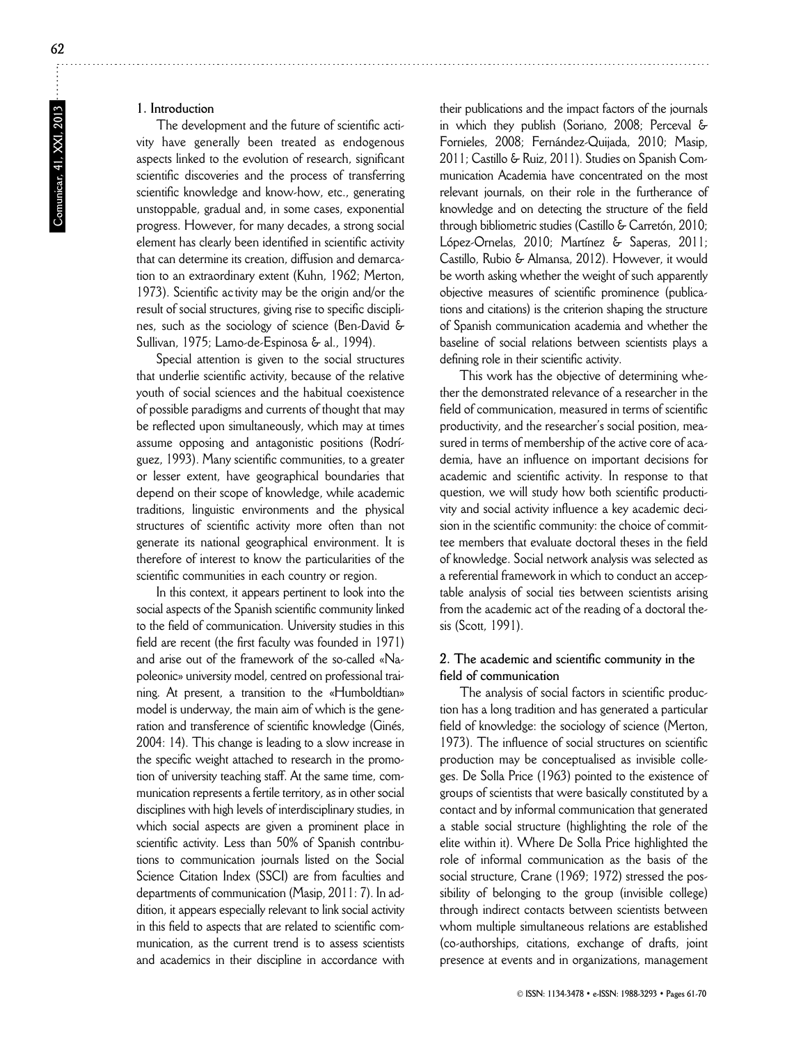## 1. Introduction

The development and the future of scientific activity have generally been treated as endogenous aspects linked to the evolution of research, significant scientific discoveries and the process of transferring scientific knowledge and know-how, etc., generating unstoppable, gradual and, in some cases, exponential progress. However, for many decades, a strong social element has clearly been identified in scientific activity that can determine its creation, diffusion and demarcation to an extraordinary extent (Kuhn, 1962; Merton, 1973). Scientific activity may be the origin and/or the result of social structures, giving rise to specific disciplines, such as the sociology of science (Ben-David & Sullivan, 1975; Lamo-de-Espinosa & al., 1994).

Special attention is given to the social structures that underlie scientific activity, because of the relative youth of social sciences and the habitual coexistence of possible paradigms and currents of thought that may be reflected upon simultaneously, which may at times assume opposing and antagonistic positions (Rodríguez, 1993). Many scientific communities, to a greater or lesser extent, have geographical boundaries that depend on their scope of knowledge, while academic traditions, linguistic environments and the physical structures of scientific activity more often than not generate its national geographical environment. It is therefore of interest to know the particularities of the scientific communities in each country or region.

In this context, it appears pertinent to look into the social aspects of the Spanish scientific community linked to the field of communication. University studies in this field are recent (the first faculty was founded in 1971) and arise out of the framework of the so-called «Napoleonic» university model, centred on professional training. At present, a transition to the «Humboldtian» model is underway, the main aim of which is the generation and transference of scientific knowledge (Ginés, 2004: 14). This change is leading to a slow increase in the specific weight attached to research in the promotion of university teaching staff. At the same time, communication represents a fertile territory, as in other social disciplines with high levels of interdisciplinary studies, in which social aspects are given a prominent place in scientific activity. Less than 50% of Spanish contributions to communication journals listed on the Social Science Citation Index (SSCI) are from faculties and departments of communication (Masip, 2011: 7). In addition, it appears especially relevant to link social activity in this field to aspects that are related to scientific communication, as the current trend is to assess scientists and academics in their discipline in accordance with their publications and the impact factors of the journals in which they publish (Soriano, 2008; Perceval & Fornieles, 2008; Fernández-Quijada, 2010; Masip, 2011; Castillo & Ruiz, 2011). Studies on Spanish Communication Academia have concentrated on the most relevant journals, on their role in the furtherance of knowledge and on detecting the structure of the field through bibliometric studies (Castillo & Carretón, 2010; López-Ornelas, 2010; Martínez & Saperas, 2011; Castillo, Rubio & Almansa, 2012). However, it would be worth asking whether the weight of such apparently objective measures of scientific prominence (publications and citations) is the criterion shaping the structure of Spanish communication academia and whether the baseline of social relations between scientists plays a defining role in their scientific activity.

This work has the objective of determining whether the demonstrated relevance of a researcher in the field of communication, measured in terms of scientific productivity, and the researcher's social position, measured in terms of membership of the active core of academia, have an influence on important decisions for academic and scientific activity. In response to that question, we will study how both scientific productivity and social activity influence a key academic decision in the scientific community: the choice of committee members that evaluate doctoral theses in the field of knowledge. Social network analysis was selected as a referential framework in which to conduct an acceptable analysis of social ties between scientists arising from the academic act of the reading of a doctoral thesis (Scott, 1991).

## 2. The academic and scientific community in the field of communication

The analysis of social factors in scientific production has a long tradition and has generated a particular field of knowledge: the sociology of science (Merton, 1973). The influence of social structures on scientific production may be conceptualised as invisible colleges. De Solla Price (1963) pointed to the existence of groups of scientists that were basically constituted by a contact and by informal communication that generated a stable social structure (highlighting the role of the elite within it). Where De Solla Price highlighted the role of informal communication as the basis of the social structure, Crane (1969; 1972) stressed the possibility of belonging to the group (invisible college) through indirect contacts between scientists between whom multiple simultaneous relations are established (co-authorships, citations, exchange of drafts, joint presence at events and in organizations, management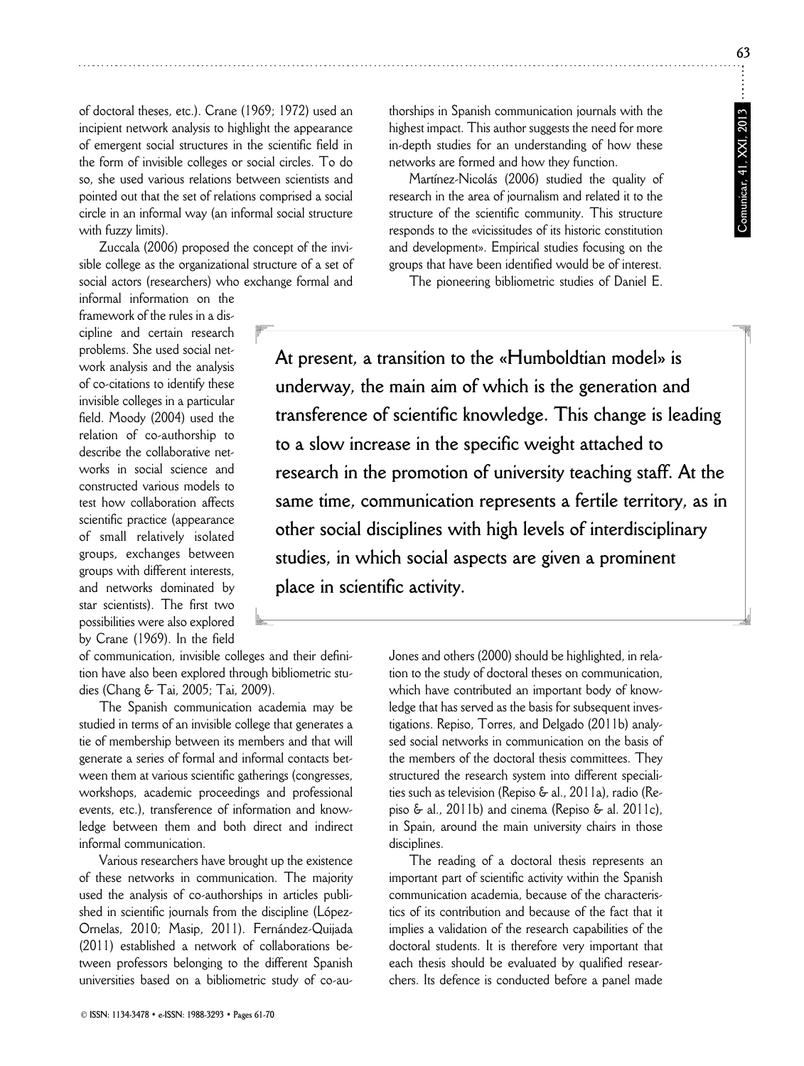of doctoral theses, etc.). Crane (1969; 1972) used an incipient network analysis to highlight the appearance of emergent social structures in the scientific field in the form of invisible colleges or social circles. To do so, she used various relations between scientists and pointed out that the set of relations comprised a social circle in an informal way (an informal social structure with fuzzy limits).

Zuccala (2006) proposed the concept of the invisible college as the organizational structure of a set of social actors (researchers) who exchange formal and informal information on the framework of the rules in a discipline and certain research problems. She used social network analysis and the analysis of co-citations to identify these invisible colleges in a particular field. Moody (2004) used the relation of co-authorship to describe the collaborative networks in social science and constructed various models to test how collaboration affects scientific practice (appearance of small relatively isolated groups, exchanges between groups with different interests, and networks dominated by star scientists). The first two possibilities were also explored by Crane (1969). In the field of communication, invisible colleges and their definition have also been explored through bibliometric studies (Chang & Tai, 2005; Tai, 2009).

The Spanish communication academia may be studied in terms of an invisible college that generates a tie of membership between its members and that will generate a series of formal and informal contacts between them at various scientific gatherings (congresses, workshops, academic proceedings and professional events, etc.), transference of information and knowledge between them and both direct and indirect informal communication.

Various researchers have brought up the existence of these networks in communication. The majority used the analysis of co-authorships in articles published in scientific journals from the discipline (López-Ornelas, 2010; Masip, 2011). Fernández-Quijada (2011) established a network of collaborations between professors belonging to the different Spanish universities based on a bibliometric study of co-authorships in Spanish communication journals with the highest impact. This author suggests the need for more in-depth studies for an understanding of how these networks are formed and how they function.

Martínez-Nicolás (2006) studied the quality of research in the area of journalism and related it to the structure of the scientific community. This structure responds to the «vicissitudes of its historic constitution and development». Empirical studies focusing on the groups that have been identified would be of interest.

> **At present, a transition to the «Humboldtian model» is underway, the main aim of which is the generation and transference of scientific knowledge. This change is leading to a slow increase in the specific weight attached to research in the promotion of university teaching staff. At the same time, communication represents a fertile territory, as in other social disciplines with high levels of interdisciplinary studies, in which social aspects are given a prominent place in scientific activity.**

The pioneering bibliometric studies of Daniel E. Jones and others (2000) should be highlighted, in relation to the study of doctoral theses on communication, which have contributed an important body of knowledge that has served as the basis for subsequent investigations. Repiso, Torres, and Delgado (2011b) analysed social networks in communication on the basis of the members of the doctoral thesis committees. They structured the research system into different specialities such as television (Repiso & al., 2011a), radio (Repiso & al., 2011b) and cinema (Repiso & al. 2011c), in Spain, around the main university chairs in those disciplines.

The reading of a doctoral thesis represents an important part of scientific activity within the Spanish communication academia, because of the characteristics of its contribution and because of the fact that it implies a validation of the research capabilities of the doctoral students. It is therefore very important that each thesis should be evaluated by qualified researchers. Its defence is conducted before a panel made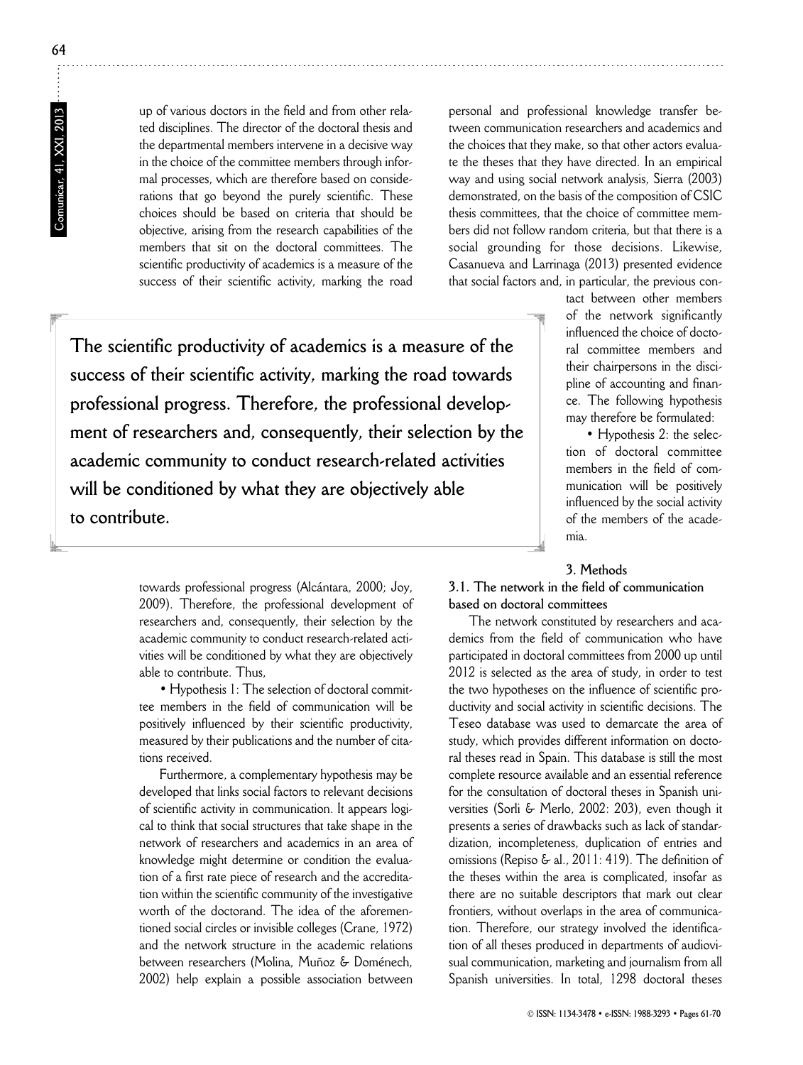up of various doctors in the field and from other related disciplines. The director of the doctoral thesis and the departmental members intervene in a decisive way in the choice of the committee members through informal processes, which are therefore based on considerations that go beyond the purely scientific. These choices should be based on criteria that should be objective, arising from the research capabilities of the members that sit on the doctoral committees. The scientific productivity of academics is a measure of the success of their scientific activity, marking the road towards professional progress (Alcántara, 2000; Joy, 2009). Therefore, the professional development of researchers and, consequently, their selection by the academic community to conduct research-related activities will be conditioned by what they are objectively able to contribute. Thus,

**The scientific productivity of academics is a measure of the success of their scientific activity, marking the road towards professional progress. Therefore, the professional development of researchers and, consequently, their selection by the academic community to conduct research-related activities will be conditioned by what they are objectively able to contribute.**

• Hypothesis 1: The selection of doctoral committee members in the field of communication will be positively influenced by their scientific productivity, measured by their publications and the number of citations received.

Furthermore, a complementary hypothesis may be developed that links social factors to relevant decisions of scientific activity in communication. It appears logical to think that social structures that take shape in the network of researchers and academics in an area of knowledge might determine or condition the evaluation of a first rate piece of research and the accreditation within the scientific community of the investigative worth of the doctorand. The idea of the aforementioned social circles or invisible colleges (Crane, 1972) and the network structure in the academic relations between researchers (Molina, Muñoz & Doménech, 2002) help explain a possible association between personal and professional knowledge transfer between communication researchers and academics and the choices that they make, so that other actors evaluate the theses that they have directed. In an empirical way and using social network analysis, Sierra (2003) demonstrated, on the basis of the composition of CSIC thesis committees, that the choice of committee members did not follow random criteria, but that there is a social grounding for those decisions. Likewise, Casanueva and Larrinaga (2013) presented evidence that social factors and, in particular, the previous contact between other members of the network significantly influenced the choice of doctoral committee members and their chairpersons in the discipline of accounting and finance. The following hypothesis may therefore be formulated:

• Hypothesis 2: the selection of doctoral committee members in the field of communication will be positively influenced by the social activity of the members of the academia.

## 3. Methods

### 3.1. The network in the field of communication based on doctoral committees

The network constituted by researchers and academics from the field of communication who have participated in doctoral committees from 2000 up until 2012 is selected as the area of study, in order to test the two hypotheses on the influence of scientific productivity and social activity in scientific decisions. The Teseo database was used to demarcate the area of study, which provides different information on doctoral theses read in Spain. This database is still the most complete resource available and an essential reference for the consultation of doctoral theses in Spanish universities (Sorli & Merlo, 2002: 203), even though it presents a series of drawbacks such as lack of standardization, incompleteness, duplication of entries and omissions (Repiso & al., 2011: 419). The definition of the theses within the area is complicated, insofar as there are no suitable descriptors that mark out clear frontiers, without overlaps in the area of communication. Therefore, our strategy involved the identification of all theses produced in departments of audiovisual communication, marketing and journalism from all Spanish universities. In total, 1298 doctoral theses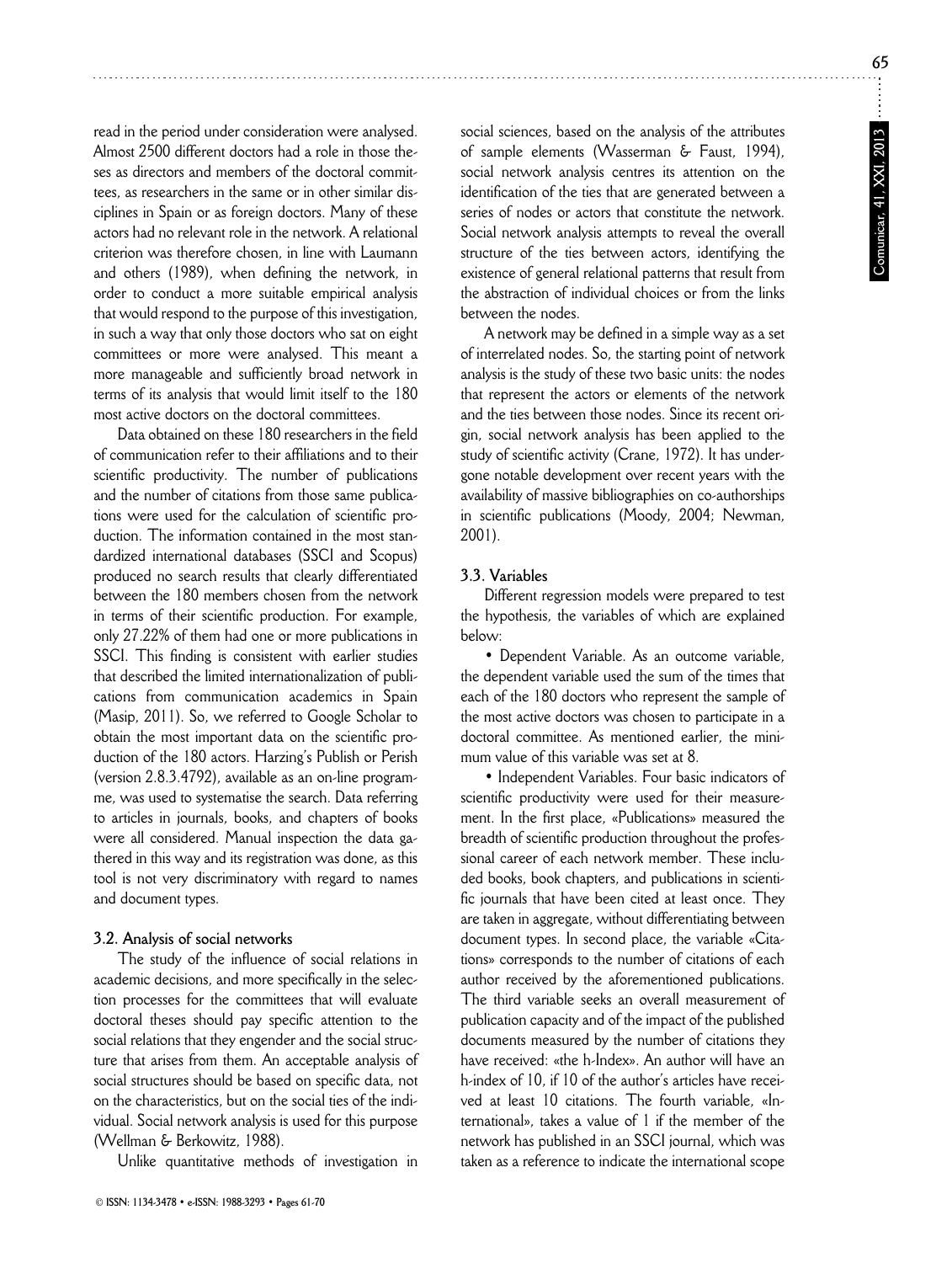read in the period under consideration were analysed. Almost 2500 different doctors had a role in those theses as directors and members of the doctoral committees, as researchers in the same or in other similar disciplines in Spain or as foreign doctors. Many of these actors had no relevant role in the network. A relational criterion was therefore chosen, in line with Laumann and others (1989), when defining the network, in order to conduct a more suitable empirical analysis that would respond to the purpose of this investigation, in such a way that only those doctors who sat on eight committees or more were analysed. This meant a more manageable and sufficiently broad network in terms of its analysis that would limit itself to the 180 most active doctors on the doctoral committees.

Data obtained on these 180 researchers in the field of communication refer to their affiliations and to their scientific productivity. The number of publications and the number of citations from those same publications were used for the calculation of scientific production. The information contained in the most standardized international databases (SSCI and Scopus) produced no search results that clearly differentiated between the 180 members chosen from the network in terms of their scientific production. For example, only 27.22% of them had one or more publications in SSCI. This finding is consistent with earlier studies that described the limited internationalization of publications from communication academics in Spain (Masip, 2011). So, we referred to Google Scholar to obtain the most important data on the scientific production of the 180 actors. Harzing's Publish or Perish (version 2.8.3.4792), available as an on-line programme, was used to systematise the search. Data referring to articles in journals, books, and chapters of books were all considered. Manual inspection the data gathered in this way and its registration was done, as this tool is not very discriminatory with regard to names and document types.

### 3.2. Analysis of social networks

The study of the influence of social relations in academic decisions, and more specifically in the selection processes for the committees that will evaluate doctoral theses should pay specific attention to the social relations that they engender and the social structure that arises from them. An acceptable analysis of social structures should be based on specific data, not on the characteristics, but on the social ties of the individual. Social network analysis is used for this purpose (Wellman & Berkowitz, 1988).

Unlike quantitative methods of investigation in social sciences, based on the analysis of the attributes of sample elements (Wasserman & Faust, 1994), social network analysis centres its attention on the identification of the ties that are generated between a series of nodes or actors that constitute the network. Social network analysis attempts to reveal the overall structure of the ties between actors, identifying the existence of general relational patterns that result from the abstraction of individual choices or from the links between the nodes.

A network may be defined in a simple way as a set of interrelated nodes. So, the starting point of network analysis is the study of these two basic units: the nodes that represent the actors or elements of the network and the ties between those nodes. Since its recent origin, social network analysis has been applied to the study of scientific activity (Crane, 1972). It has undergone notable development over recent years with the availability of massive bibliographies on co-authorships in scientific publications (Moody, 2004; Newman, 2001).

### 3.3. Variables

Different regression models were prepared to test the hypothesis, the variables of which are explained below:

• Dependent Variable. As an outcome variable, the dependent variable used the sum of the times that each of the 180 doctors who represent the sample of the most active doctors was chosen to participate in a doctoral committee. As mentioned earlier, the minimum value of this variable was set at 8.

• Independent Variables. Four basic indicators of scientific productivity were used for their measurement. In the first place, «Publications» measured the breadth of scientific production throughout the professional career of each network member. These included books, book chapters, and publications in scientific journals that have been cited at least once. They are taken in aggregate, without differentiating between document types. In second place, the variable «Citations» corresponds to the number of citations of each author received by the aforementioned publications. The third variable seeks an overall measurement of publication capacity and of the impact of the published documents measured by the number of citations they have received: «the h-Index». An author will have an h-index of 10, if 10 of the author's articles have received at least 10 citations. The fourth variable, «International», takes a value of 1 if the member of the network has published in an SSCI journal, which was taken as a reference to indicate the international scope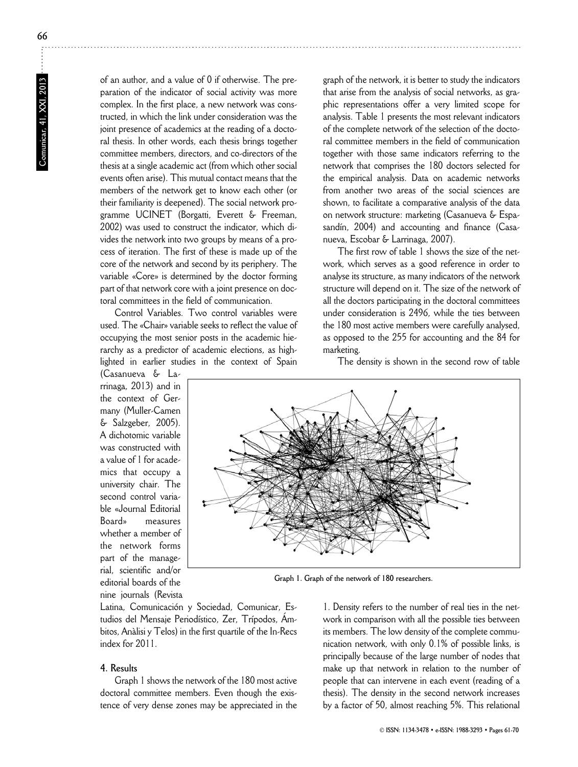of an author, and a value of 0 if otherwise. The preparation of the indicator of social activity was more complex. In the first place, a new network was constructed, in which the link under consideration was the joint presence of academics at the reading of a doctoral thesis. In other words, each thesis brings together committee members, directors, and co-directors of the thesis at a single academic act (from which other social events often arise). This mutual contact means that the members of the network get to know each other (or their familiarity is deepened). The social network programme UCINET (Borgatti, Everett & Freeman, 2002) was used to construct the indicator, which divides the network into two groups by means of a process of iteration. The first of these is made up of the core of the network and second by its periphery. The variable «Core» is determined by the doctor forming part of that network core with a joint presence on doctoral committees in the field of communication.

Control Variables. Two control variables were used. The «Chair» variable seeks to reflect the value of occupying the most senior posts in the academic hierarchy as a predictor of academic elections, as highlighted in earlier studies in the context of Spain (Casanueva & Larrinaga, 2013) and in the context of Germany (Muller-Camen & Salzgeber, 2005). A dichotomic variable was constructed with a value of 1 for academics that occupy a university chair. The second control variable «Journal Editorial Board» measures whether a member of the network forms part of the managerial, scientific and/or editorial boards of the nine journals (Revista Latina, Comunicación y Sociedad, Comunicar, Estudios del Mensaje Periodístico, Zer, Trípodos, Ámbitos, Anàlisi y Telos) in the first quartile of the In-Recs index for 2011.

## 4. Results

Graph 1 shows the network of the 180 most active doctoral committee members. Even though the existence of very dense zones may be appreciated in the graph of the network, it is better to study the indicators that arise from the analysis of social networks, as graphic representations offer a very limited scope for analysis. Table 1 presents the most relevant indicators of the complete network of the selection of the doctoral committee members in the field of communication together with those same indicators referring to the network that comprises the 180 doctors selected for the empirical analysis. Data on academic networks from another two areas of the social sciences are shown, to facilitate a comparative analysis of the data on network structure: marketing (Casanueva & Espasandín, 2004) and accounting and finance (Casanueva, Escobar & Larrinaga, 2007).

Graph 1. Graph of the network of 180 researchers.

The first row of table 1 shows the size of the network, which serves as a good reference in order to analyse its structure, as many indicators of the network structure will depend on it. The size of the network of all the doctors participating in the doctoral committees under consideration is 2496, while the ties between the 180 most active members were carefully analysed, as opposed to the 255 for accounting and the 84 for marketing.

The density is shown in the second row of table 1. Density refers to the number of real ties in the network in comparison with all the possible ties between its members. The low density of the complete communication network, with only 0.1% of possible links, is principally because of the large number of nodes that make up that network in relation to the number of people that can intervene in each event (reading of a thesis). The density in the second network increases by a factor of 50, almost reaching 5%. This relational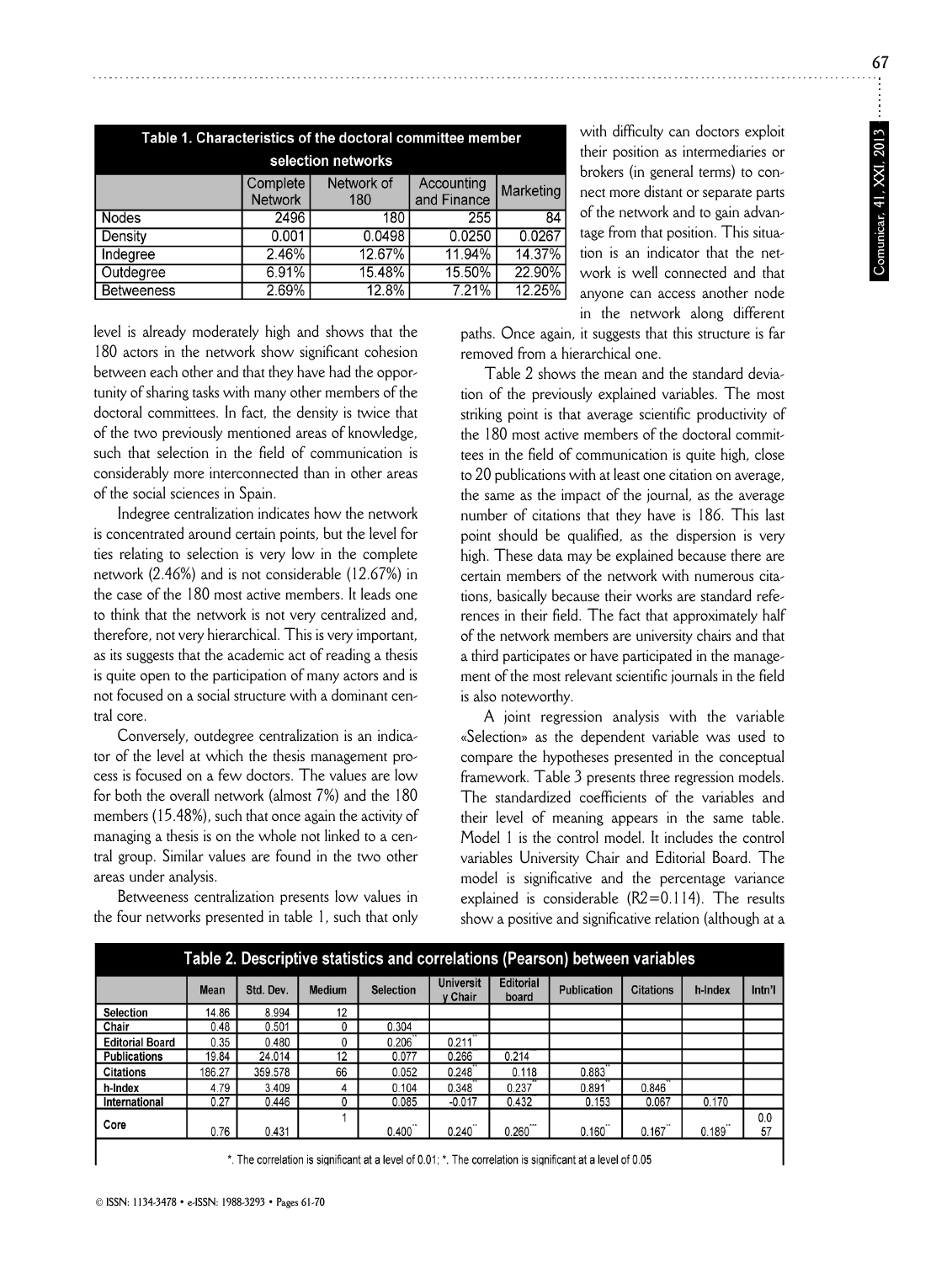**Table 1. Characteristics of the doctoral committee member selection networks**

| | Complete Network | Network of 180 | Accounting and Finance | Marketing |
|---|---|---|---|---|
| Nodes | 2496 | 180 | 255 | 84 |
| Density | 0.001 | 0.0498 | 0.0250 | 0.0267 |
| Indegree | 2.46% | 12.67% | 11.94% | 14.37% |
| Outdegree | 6.91% | 15.48% | 15.50% | 22.90% |
| Betweeness | 2.69% | 12.8% | 7.21% | 12.25% |

level is already moderately high and shows that the 180 actors in the network show significant cohesion between each other and that they have had the opportunity of sharing tasks with many other members of the doctoral committees. In fact, the density is twice that of the two previously mentioned areas of knowledge, such that selection in the field of communication is considerably more interconnected than in other areas of the social sciences in Spain.

Indegree centralization indicates how the network is concentrated around certain points, but the level for ties relating to selection is very low in the complete network (2.46%) and is not considerable (12.67%) in the case of the 180 most active members. It leads one to think that the network is not very centralized and, therefore, not very hierarchical. This is very important, as its suggests that the academic act of reading a thesis is quite open to the participation of many actors and is not focused on a social structure with a dominant central core.

Conversely, outdegree centralization is an indicator of the level at which the thesis management process is focused on a few doctors. The values are low for both the overall network (almost 7%) and the 180 members (15.48%), such that once again the activity of managing a thesis is on the whole not linked to a central group. Similar values are found in the two other areas under analysis.

Betweeness centralization presents low values in the four networks presented in table 1, such that only with difficulty can doctors exploit their position as intermediaries or brokers (in general terms) to connect more distant or separate parts of the network and to gain advantage from that position. This situation is an indicator that the network is well connected and that anyone can access another node in the network along different paths. Once again, it suggests that this structure is far removed from a hierarchical one.

Table 2 shows the mean and the standard deviation of the previously explained variables. The most striking point is that average scientific productivity of the 180 most active members of the doctoral committees in the field of communication is quite high, close to 20 publications with at least one citation on average, the same as the impact of the journal, as the average number of citations that they have is 186. This last point should be qualified, as the dispersion is very high. These data may be explained because there are certain members of the network with numerous citations, basically because their works are standard references in their field. The fact that approximately half of the network members are university chairs and that a third participates or have participated in the management of the most relevant scientific journals in the field is also noteworthy.

A joint regression analysis with the variable «Selection» as the dependent variable was used to compare the hypotheses presented in the conceptual framework. Table 3 presents three regression models. The standardized coefficients of the variables and their level of meaning appears in the same table. Model 1 is the control model. It includes the control variables University Chair and Editorial Board. The model is significative and the percentage variance explained is considerable (R2=0.114). The results show a positive and significative relation (although at a

**Table 2. Descriptive statistics and correlations (Pearson) between variables**

| | Mean | Std. Dev. | Medium | Selection | University Chair | Editorial board | Publication | Citations | h-Index | Intn'l |
|---|---|---|---|---|---|---|---|---|---|---|
| Selection | 14.86 | 8.994 | 12 | | | | | | | |
| Chair | 0.48 | 0.501 | 0 | 0.304** | | | | | | |
| Editorial Board | 0.35 | 0.480 | 0 | 0.206** | 0.211** | | | | | |
| Publications | 19.84 | 24.014 | 12 | 0.077 | 0.266** | 0.214** | | | | |
| Citations | 186.27 | 359.578 | 66 | 0.052 | 0.248** | 0.118 | 0.883** | | | |
| h-Index | 4.79 | 3.409 | 4 | 0.104 | 0.348** | 0.237** | 0.891** | 0.846** | | |
| International | 0.27 | 0.446 | 0 | 0.085 | -0.017 | 0.432 | 0.153 | 0.067 | 0.170 | |
| Core | 0.76 | 0.431 | 1 | 0.400** | 0.240** | 0.260*** | 0.160** | 0.167** | 0.189** | 0.057 |

*. The correlation is significant at a level of 0.01; *. The correlation is significant at a level of 0.05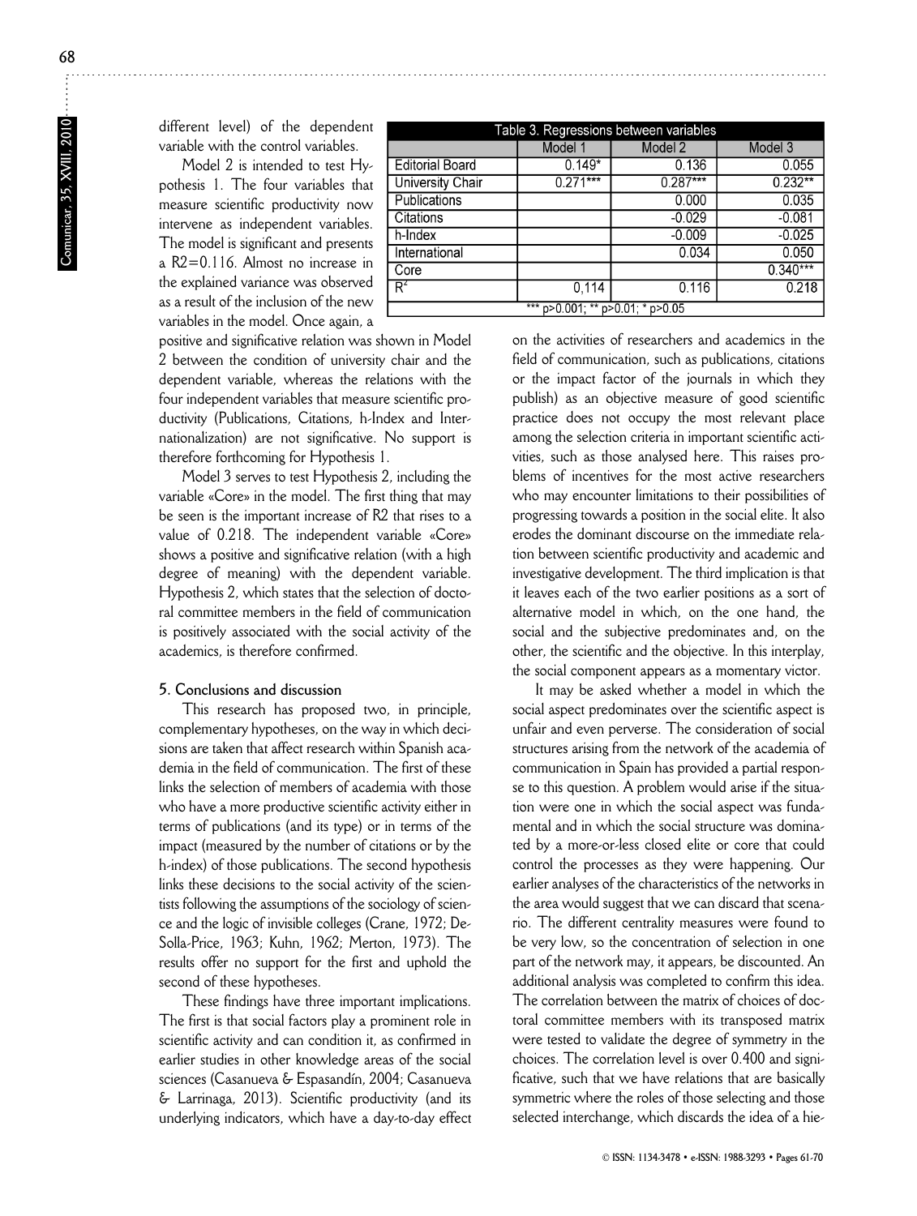different level) of the dependent variable with the control variables.

Model 2 is intended to test Hypothesis 1. The four variables that measure scientific productivity now intervene as independent variables. The model is significant and presents a R2=0.116. Almost no increase in the explained variance was observed as a result of the inclusion of the new variables in the model. Once again, a positive and significative relation was shown in Model 2 between the condition of university chair and the dependent variable, whereas the relations with the four independent variables that measure scientific productivity (Publications, Citations, h-Index and Internationalization) are not significative. No support is therefore forthcoming for Hypothesis 1.

| Table 3. Regressions between variables | | | |
|---|---|---|---|
| | Model 1 | Model 2 | Model 3 |
| Editorial Board | 0.149* | 0.136 | 0.055 |
| University Chair | 0.271*** | 0.287*** | 0.232** |
| Publications | | 0.000 | 0.035 |
| Citations | | -0.029 | -0.081 |
| h-Index | | -0.009 | -0.025 |
| International | | 0.034 | 0.050 |
| Core | | | 0.340*** |
| $R^2$ | 0,114 | 0.116 | 0.218 |

*** p>0.001; ** p>0.01; * p>0.05

Model 3 serves to test Hypothesis 2, including the variable «Core» in the model. The first thing that may be seen is the important increase of R2 that rises to a value of 0.218. The independent variable «Core» shows a positive and significative relation (with a high degree of meaning) with the dependent variable. Hypothesis 2, which states that the selection of doctoral committee members in the field of communication is positively associated with the social activity of the academics, is therefore confirmed.

## 5. Conclusions and discussion

This research has proposed two, in principle, complementary hypotheses, on the way in which decisions are taken that affect research within Spanish academia in the field of communication. The first of these links the selection of members of academia with those who have a more productive scientific activity either in terms of publications (and its type) or in terms of the impact (measured by the number of citations or by the h-index) of those publications. The second hypothesis links these decisions to the social activity of the scientists following the assumptions of the sociology of science and the logic of invisible colleges (Crane, 1972; De-Solla-Price, 1963; Kuhn, 1962; Merton, 1973). The results offer no support for the first and uphold the second of these hypotheses.

These findings have three important implications. The first is that social factors play a prominent role in scientific activity and can condition it, as confirmed in earlier studies in other knowledge areas of the social sciences (Casanueva & Espasandín, 2004; Casanueva & Larrinaga, 2013). Scientific productivity (and its underlying indicators, which have a day-to-day effect on the activities of researchers and academics in the field of communication, such as publications, citations or the impact factor of the journals in which they publish) as an objective measure of good scientific practice does not occupy the most relevant place among the selection criteria in important scientific activities, such as those analysed here. This raises problems of incentives for the most active researchers who may encounter limitations to their possibilities of progressing towards a position in the social elite. It also erodes the dominant discourse on the immediate relation between scientific productivity and academic and investigative development. The third implication is that it leaves each of the two earlier positions as a sort of alternative model in which, on the one hand, the social and the subjective predominates and, on the other, the scientific and the objective. In this interplay, the social component appears as a momentary victor.

It may be asked whether a model in which the social aspect predominates over the scientific aspect is unfair and even perverse. The consideration of social structures arising from the network of the academia of communication in Spain has provided a partial response to this question. A problem would arise if the situation were one in which the social aspect was fundamental and in which the social structure was dominated by a more-or-less closed elite or core that could control the processes as they were happening. Our earlier analyses of the characteristics of the networks in the area would suggest that we can discard that scenario. The different centrality measures were found to be very low, so the concentration of selection in one part of the network may, it appears, be discounted. An additional analysis was completed to confirm this idea. The correlation between the matrix of choices of doctoral committee members with its transposed matrix were tested to validate the degree of symmetry in the choices. The correlation level is over 0.400 and significative, such that we have relations that are basically symmetric where the roles of those selecting and those selected interchange, which discards the idea of a hie-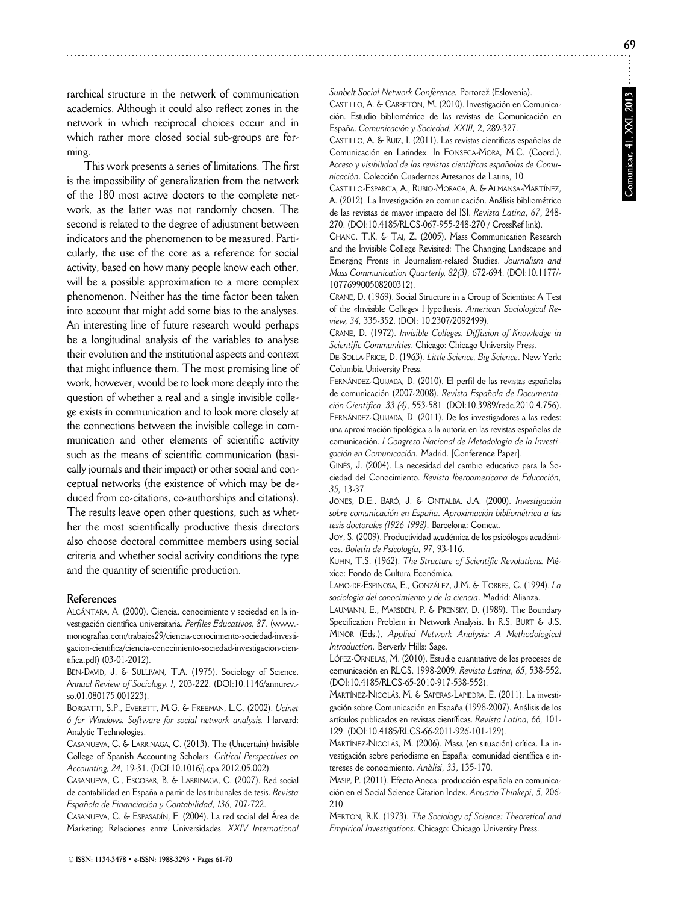rarchical structure in the network of communication academics. Although it could also reflect zones in the network in which reciprocal choices occur and in which rather more closed social sub-groups are forming.

This work presents a series of limitations. The first is the impossibility of generalization from the network of the 180 most active doctors to the complete network, as the latter was not randomly chosen. The second is related to the degree of adjustment between indicators and the phenomenon to be measured. Particularly, the use of the core as a reference for social activity, based on how many people know each other, will be a possible approximation to a more complex phenomenon. Neither has the time factor been taken into account that might add some bias to the analyses. An interesting line of future research would perhaps be a longitudinal analysis of the variables to analyse their evolution and the institutional aspects and context that might influence them. The most promising line of work, however, would be to look more deeply into the question of whether a real and a single invisible college exists in communication and to look more closely at the connections between the invisible college in communication and other elements of scientific activity such as the means of scientific communication (basically journals and their impact) or other social and conceptual networks (the existence of which may be deduced from co-citations, co-authorships and citations). The results leave open other questions, such as whether the most scientifically productive thesis directors also choose doctoral committee members using social criteria and whether social activity conditions the type and the quantity of scientific production.

## References

ALCÁNTARA, A. (2000). Ciencia, conocimiento y sociedad en la investigación científica universitaria. *Perfiles Educativos, 87*. (www.monografias.com/trabajos29/ciencia-conocimiento-sociedad-investigacion-cientifica/ciencia-conocimiento-sociedad-investigacion-cientifica.pdf) (03-01-2012).

BEN-DAVID, J. & SULLIVAN, T.A. (1975). Sociology of Science. *Annual Review of Sociology, 1*, 203-222. (DOI:10.1146/annurev.so.01.080175.001223).

BORGATTI, S.P., EVERETT, M.G. & FREEMAN, L.C. (2002). *Ucinet 6 for Windows. Software for social network analysis.* Harvard: Analytic Technologies.

CASANUEVA, C. & LARRINAGA, C. (2013). The (Uncertain) Invisible College of Spanish Accounting Scholars. *Critical Perspectives on Accounting, 24*, 19-31. (DOI:10.1016/j.cpa.2012.05.002).

CASANUEVA, C., ESCOBAR, B. & LARRINAGA, C. (2007). Red social de contabilidad en España a partir de los tribunales de tesis. *Revista Española de Financiación y Contabilidad, 136*, 707-722.

CASANUEVA, C. & ESPASADÍN, F. (2004). La red social del Área de Marketing: Relaciones entre Universidades. *XXIV International Sunbelt Social Network Conference.* Portorož (Eslovenia).

CASTILLO, A. & CARRETÓN, M. (2010). Investigación en Comunicación. Estudio bibliométrico de las revistas de Comunicación en España. *Comunicación y Sociedad, XXIII*, 2, 289-327.

CASTILLO, A. & RUIZ, I. (2011). Las revistas científicas españolas de Comunicación en Latindex. In FONSECA-MORA, M.C. (Coord.). *Acceso y visibilidad de las revistas científicas españolas de Comunicación*. Colección Cuadernos Artesanos de Latina, 10.

CASTILLO-ESPARCIA, A., RUBIO-MORAGA, A. & ALMANSA-MARTÍNEZ, A. (2012). La Investigación en comunicación. Análisis bibliométrico de las revistas de mayor impacto del ISI. *Revista Latina, 67*, 248-270. (DOI:10.4185/RLCS-067-955-248-270 / CrossRef link).

CHANG, T.K. & TAI, Z. (2005). Mass Communication Research and the Invisible College Revisited: The Changing Landscape and Emerging Fronts in Journalism-related Studies. *Journalism and Mass Communication Quarterly, 82(3)*, 672-694. (DOI:10.1177/107769900508200312).

CRANE, D. (1969). Social Structure in a Group of Scientists: A Test of the «Invisible College» Hypothesis. *American Sociological Review, 34*, 335-352. (DOI: 10.2307/2092499).

CRANE, D. (1972). *Invisible Colleges. Diffusion of Knowledge in Scientific Communities*. Chicago: Chicago University Press.

DE-SOLLA-PRICE, D. (1963). *Little Science, Big Science*. New York: Columbia University Press.

FERNÁNDEZ-QUIJADA, D. (2010). El perfil de las revistas españolas de comunicación (2007-2008). *Revista Española de Documentación Científica, 33 (4)*, 553-581. (DOI:10.3989/redc.2010.4.756).

FERNÁNDEZ-QUIJADA, D. (2011). De los investigadores a las redes: una aproximación tipológica a la autoría en las revistas españolas de comunicación. *I Congreso Nacional de Metodología de la Investigación en Comunicación*. Madrid. [Conference Paper].

GINÉS, J. (2004). La necesidad del cambio educativo para la Sociedad del Conocimiento. *Revista Iberoamericana de Educación, 35*, 13-37.

JONES, D.E., BARÓ, J. & ONTALBA, J.A. (2000). *Investigación sobre comunicación en España. Aproximación bibliométrica a las tesis doctorales (1926-1998)*. Barcelona: Comcat.

JOY, S. (2009). Productividad académica de los psicólogos académicos. *Boletín de Psicología, 97*, 93-116.

KUHN, T.S. (1962). *The Structure of Scientific Revolutions.* México: Fondo de Cultura Económica.

LAMO-DE-ESPINOSA, E., GONZÁLEZ, J.M. & TORRES, C. (1994). *La sociología del conocimiento y de la ciencia*. Madrid: Alianza.

LAUMANN, E., MARSDEN, P. & PRENSKY, D. (1989). The Boundary Specification Problem in Network Analysis. In R.S. BURT & J.S. MINOR (Eds.), *Applied Network Analysis: A Methodological Introduction*. Berverly Hills: Sage.

LÓPEZ-ORNELAS, M. (2010). Estudio cuantitativo de los procesos de comunicación en RLCS, 1998-2009. *Revista Latina, 65*, 538-552. (DOI:10.4185/RLCS-65-2010-917-538-552).

MARTÍNEZ-NICOLÁS, M. & SAPERAS-LAPIEDRA, E. (2011). La investigación sobre Comunicación en España (1998-2007). Análisis de los artículos publicados en revistas científicas. *Revista Latina, 66*, 101-129. (DOI:10.4185/RLCS-66-2011-926-101-129).

MARTÍNEZ-NICOLÁS, M. (2006). Masa (en situación) crítica. La investigación sobre periodismo en España: comunidad científica e intereses de conocimiento. *Anàlisi, 33*, 135-170.

MASIP, P. (2011). Efecto Aneca: producción española en comunicación en el Social Science Citation Index. *Anuario Thinkepi, 5*, 206-210.

MERTON, R.K. (1973). *The Sociology of Science: Theoretical and Empirical Investigations*. Chicago: Chicago University Press.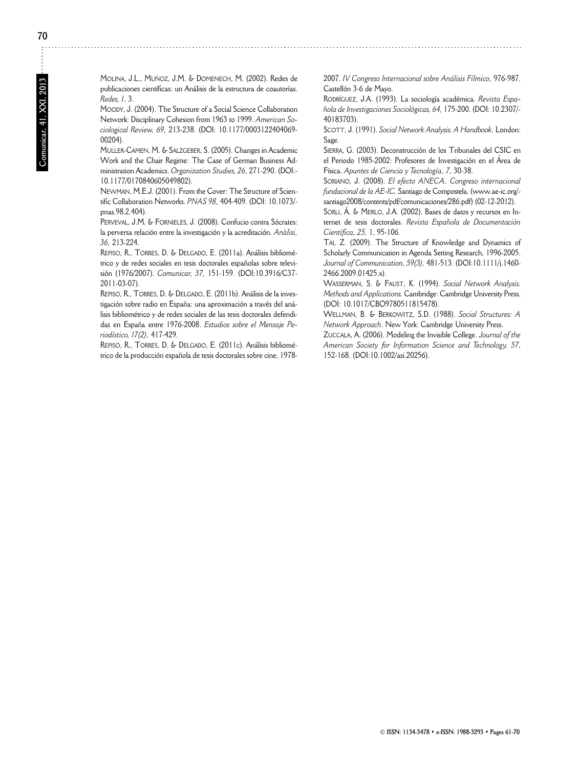MOLINA, J.L., MUÑOZ, J.M. & DOMENECH, M. (2002). Redes de publicaciones científicas: un Análisis de la estructura de coautorías. *Redes, 1*, 3.

MOODY, J. (2004). The Structure of a Social Science Collaboration Network: Disciplinary Cohesion from 1963 to 1999. *American Sociological Review, 69*, 213-238. (DOI: 10.1177/000312240406900204).

MULLER-CAMEN, M. & SALZGEBER, S. (2005). Changes in Academic Work and the Chair Regime: The Case of German Business Administration Academics. *Organization Studies, 26*, 271-290. (DOI: 10.1177/0170840605049802).

NEWMAN, M.E.J. (2001). From the Cover: The Structure of Scientific Collaboration Networks. *PNAS 98*, 404-409. (DOI: 10.1073/pnas.98.2.404).

PERVEVAL, J.M. & FORNIELES, J. (2008). Confucio contra Sócrates: la perversa relación entre la investigación y la acreditación. *Anàlisi, 36*, 213-224.

REPISO, R., TORRES, D. & DELGADO, E. (2011a). Análisis bibliométrico y de redes sociales en tesis doctorales españolas sobre televisión (1976/2007). *Comunicar, 37*, 151-159. (DOI:10.3916/C37-2011-03-07).

REPISO, R., TORRES, D. & DELGADO, E. (2011b). Análisis de la investigación sobre radio en España: una aproximación a través del análisis bibliométrico y de redes sociales de las tesis doctorales defendidas en España entre 1976-2008. *Estudios sobre el Mensaje Periodístico, 17(2)*, 417-429.

REPISO, R., TORRES, D. & DELGADO, E. (2011c). Análisis bibliométrico de la producción española de tesis doctorales sobre cine, 1978-2007. *IV Congreso Internacional sobre Análisis Fílmico*, 976-987. Castellón 3-6 de Mayo.

RODRÍGUEZ, J.A. (1993). La sociología académica. *Revista Española de Investigaciones Sociológicas, 64*, 175-200. (DOI: 10.2307/40183703).

SCOTT, J. (1991). *Social Network Analysis. A Handbook*. London: Sage.

SIERRA, G. (2003). Deconstrucción de los Tribunales del CSIC en el Periodo 1985-2002: Profesores de Investigación en el Área de Física. *Apuntes de Ciencia y Tecnología, 7*, 30-38.

SORIANO, J. (2008). *El efecto ANECA. Congreso internacional fundacional de la AE-IC*. Santiago de Compostela. (www.ae-ic.org/santiago2008/contents/pdf/comunicaciones/286.pdf) (02-12-2012).

SORLI, Á. & MERLO, J.A. (2002). Bases de datos y recursos en Internet de tesis doctorales. *Revista Española de Documentación Científica, 25*, 1, 95-106.

TAI, Z. (2009). The Structure of Knowledge and Dynamics of Scholarly Communication in Agenda Setting Research, 1996-2005. *Journal of Communication, 59(3)*, 481-513. (DOI:10.1111/j.1460-2466.2009.01425.x).

WASSERMAN, S. & FAUST, K. (1994). *Social Network Analysis. Methods and Applications*. Cambridge: Cambridge University Press. (DOI: 10.1017/CBO9780511815478).

WELLMAN, B. & BERKOWITZ, S.D. (1988). *Social Structures: A Network Approach*. New York: Cambridge University Press.

ZUCCALA, A. (2006). Modeling the Invisible College. *Journal of the American Society for Information Science and Technology, 57*, 152-168. (DOI:10.1002/asi.20256).